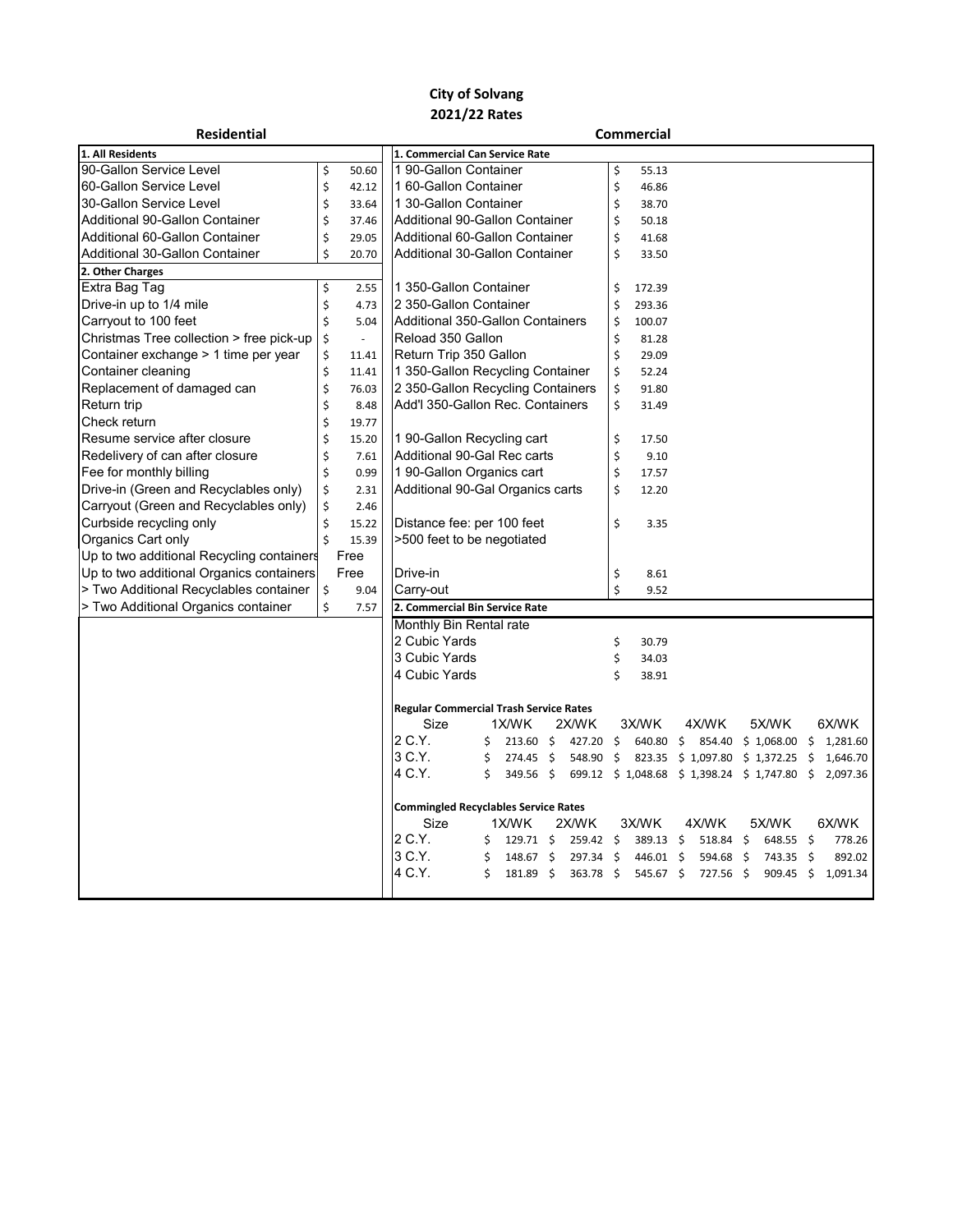# City of Solvang

## 2021/22 Rates

## Residential

| 1. All Residents | |
|---|---|
| 90-Gallon Service Level | $ 50.60 |
| 60-Gallon Service Level | $ 42.12 |
| 30-Gallon Service Level | $ 33.64 |
| Additional 90-Gallon Container | $ 37.46 |
| Additional 60-Gallon Container | $ 29.05 |
| Additional 30-Gallon Container | $ 20.70 |
| **2. Other Charges** | |
| Extra Bag Tag | $ 2.55 |
| Drive-in up to 1/4 mile | $ 4.73 |
| Carryout to 100 feet | $ 5.04 |
| Christmas Tree collection > free pick-up | $ - |
| Container exchange > 1 time per year | $ 11.41 |
| Container cleaning | $ 11.41 |
| Replacement of damaged can | $ 76.03 |
| Return trip | $ 8.48 |
| Check return | $ 19.77 |
| Resume service after closure | $ 15.20 |
| Redelivery of can after closure | $ 7.61 |
| Fee for monthly billing | $ 0.99 |
| Drive-in (Green and Recyclables only) | $ 2.31 |
| Carryout (Green and Recyclables only) | $ 2.46 |
| Curbside recycling only | $ 15.22 |
| Organics Cart only | $ 15.39 |
| Up to two additional Recycling containers | Free |
| Up to two additional Organics containers | Free |
| > Two Additional Recyclables container | $ 9.04 |
| > Two Additional Organics container | $ 7.57 |

## Commercial

| 1. Commercial Can Service Rate | |
|---|---|
| 1 90-Gallon Container | $ 55.13 |
| 1 60-Gallon Container | $ 46.86 |
| 1 30-Gallon Container | $ 38.70 |
| Additional 90-Gallon Container | $ 50.18 |
| Additional 60-Gallon Container | $ 41.68 |
| Additional 30-Gallon Container | $ 33.50 |
| | |
| 1 350-Gallon Container | $ 172.39 |
| 2 350-Gallon Container | $ 293.36 |
| Additional 350-Gallon Containers | $ 100.07 |
| Reload 350 Gallon | $ 81.28 |
| Return Trip 350 Gallon | $ 29.09 |
| 1 350-Gallon Recycling Container | $ 52.24 |
| 2 350-Gallon Recycling Containers | $ 91.80 |
| Add'l 350-Gallon Rec. Containers | $ 31.49 |
| | |
| 1 90-Gallon Recycling cart | $ 17.50 |
| Additional 90-Gal Rec carts | $ 9.10 |
| 1 90-Gallon Organics cart | $ 17.57 |
| Additional 90-Gal Organics carts | $ 12.20 |
| | |
| Distance fee: per 100 feet | $ 3.35 |
| >500 feet to be negotiated | |
| | |
| Drive-in | $ 8.61 |
| Carry-out | $ 9.52 |

**2. Commercial Bin Service Rate**

| Monthly Bin Rental rate | |
|---|---|
| 2 Cubic Yards | $ 30.79 |
| 3 Cubic Yards | $ 34.03 |
| 4 Cubic Yards | $ 38.91 |

**Regular Commercial Trash Service Rates**

| Size | 1X/WK | 2X/WK | 3X/WK | 4X/WK | 5X/WK | 6X/WK |
|---|---|---|---|---|---|---|
| 2 C.Y. | $ 213.60 | $ 427.20 | $ 640.80 | $ 854.40 | $ 1,068.00 | $ 1,281.60 |
| 3 C.Y. | $ 274.45 | $ 548.90 | $ 823.35 | $ 1,097.80 | $ 1,372.25 | $ 1,646.70 |
| 4 C.Y. | $ 349.56 | $ 699.12 | $ 1,048.68 | $ 1,398.24 | $ 1,747.80 | $ 2,097.36 |

**Commingled Recyclables Service Rates**

| Size | 1X/WK | 2X/WK | 3X/WK | 4X/WK | 5X/WK | 6X/WK |
|---|---|---|---|---|---|---|
| 2 C.Y. | $ 129.71 | $ 259.42 | $ 389.13 | $ 518.84 | $ 648.55 | $ 778.26 |
| 3 C.Y. | $ 148.67 | $ 297.34 | $ 446.01 | $ 594.68 | $ 743.35 | $ 892.02 |
| 4 C.Y. | $ 181.89 | $ 363.78 | $ 545.67 | $ 727.56 | $ 909.45 | $ 1,091.34 |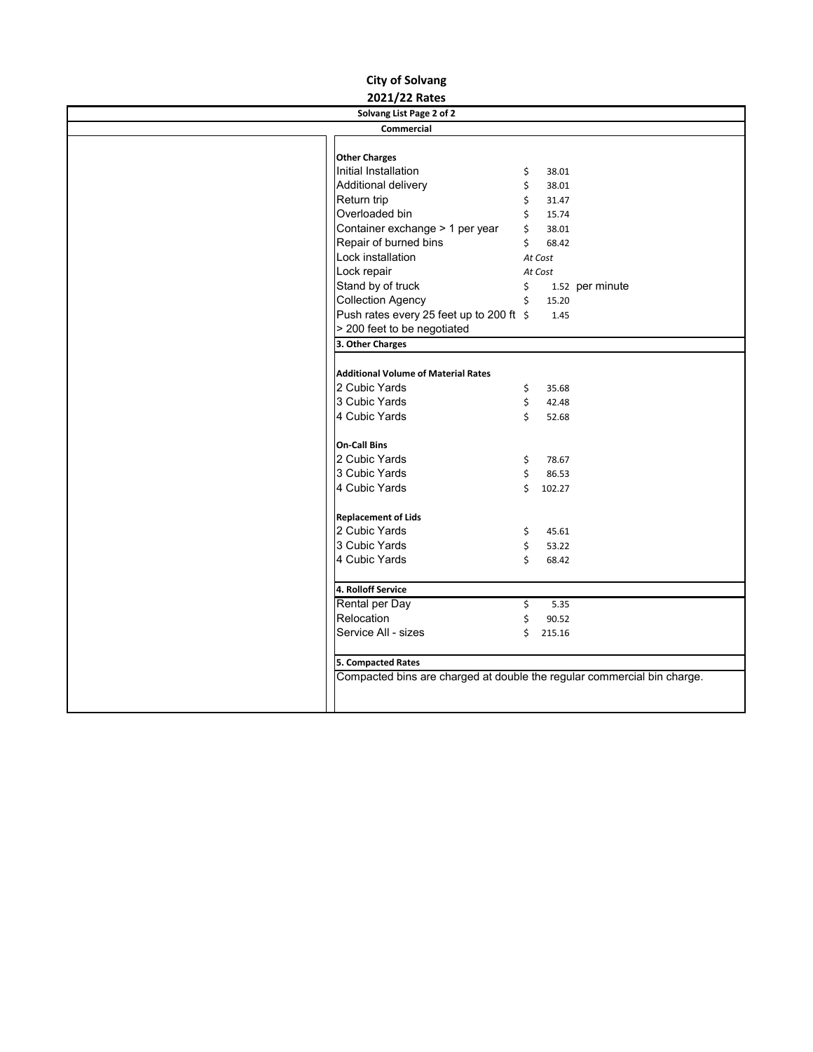**City of Solvang**

**2021/22 Rates**

**Solvang List Page 2 of 2**

**Commercial**

**Other Charges**

| | |
|---|---|
| Initial Installation | $ 38.01 |
| Additional delivery | $ 38.01 |
| Return trip | $ 31.47 |
| Overloaded bin | $ 15.74 |
| Container exchange > 1 per year | $ 38.01 |
| Repair of burned bins | $ 68.42 |
| Lock installation | *At Cost* |
| Lock repair | *At Cost* |
| Stand by of truck | $ 1.52 per minute |
| Collection Agency | $ 15.20 |
| Push rates every 25 feet up to 200 ft | $ 1.45 |
| > 200 feet to be negotiated | |

**3. Other Charges**

**Additional Volume of Material Rates**

| | |
|---|---|
| 2 Cubic Yards | $ 35.68 |
| 3 Cubic Yards | $ 42.48 |
| 4 Cubic Yards | $ 52.68 |

**On-Call Bins**

| | |
|---|---|
| 2 Cubic Yards | $ 78.67 |
| 3 Cubic Yards | $ 86.53 |
| 4 Cubic Yards | $ 102.27 |

**Replacement of Lids**

| | |
|---|---|
| 2 Cubic Yards | $ 45.61 |
| 3 Cubic Yards | $ 53.22 |
| 4 Cubic Yards | $ 68.42 |

**4. Rolloff Service**

| | |
|---|---|
| Rental per Day | $ 5.35 |
| Relocation | $ 90.52 |
| Service All - sizes | $ 215.16 |

**5. Compacted Rates**

Compacted bins are charged at double the regular commercial bin charge.